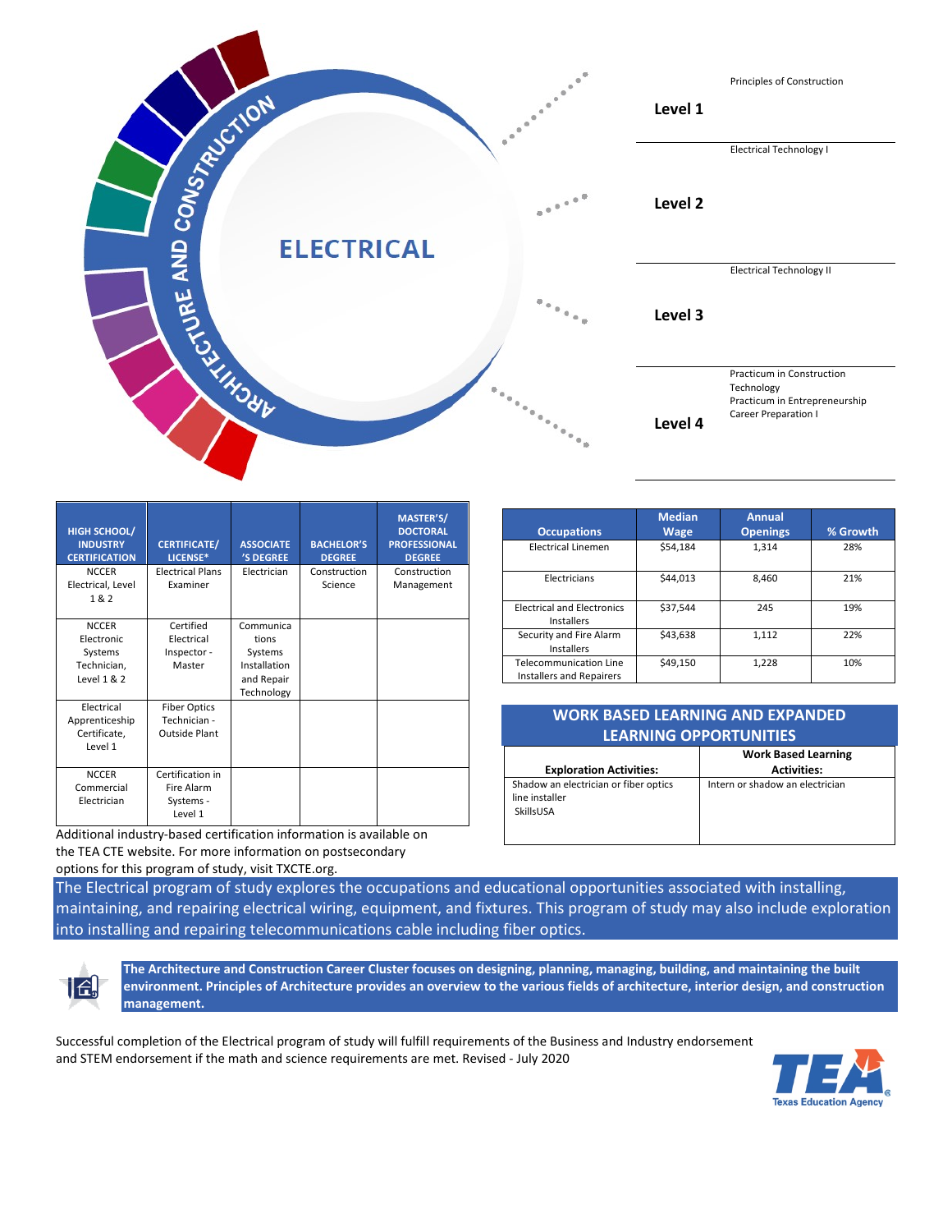# ELECTRICAL

ARCHITECTURE AND CONSTRUCTION

**Level 1**

Principles of Construction

**Level 2**

Electrical Technology I

**Level 3**

Electrical Technology II

**Level 4**

Practicum in Construction Technology
Practicum in Entrepreneurship
Career Preparation I

| HIGH SCHOOL/ INDUSTRY CERTIFICATION | CERTIFICATE/ LICENSE* | ASSOCIATE'S DEGREE | BACHELOR'S DEGREE | MASTER'S/ DOCTORAL PROFESSIONAL DEGREE |
|---|---|---|---|---|
| NCCER Electrical, Level 1 & 2 | Electrical Plans Examiner | Electrician | Construction Science | Construction Management |
| NCCER Electronic Systems Technician, Level 1 & 2 | Certified Electrical Inspector - Master | Communications Systems Installation and Repair Technology | | |
| Electrical Apprenticeship Certificate, Level 1 | Fiber Optics Technician - Outside Plant | | | |
| NCCER Commercial Electrician | Certification in Fire Alarm Systems - Level 1 | | | |

Additional industry-based certification information is available on the TEA CTE website. For more information on postsecondary options for this program of study, visit TXCTE.org.

| Occupations | Median Wage | Annual Openings | % Growth |
|---|---|---|---|
| Electrical Linemen | $54,184 | 1,314 | 28% |
| Electricians | $44,013 | 8,460 | 21% |
| Electrical and Electronics Installers | $37,544 | 245 | 19% |
| Security and Fire Alarm Installers | $43,638 | 1,112 | 22% |
| Telecommunication Line Installers and Repairers | $49,150 | 1,228 | 10% |

## WORK BASED LEARNING AND EXPANDED LEARNING OPPORTUNITIES

| Exploration Activities: | Work Based Learning Activities: |
|---|---|
| Shadow an electrician or fiber optics line installer<br>SkillsUSA | Intern or shadow an electrician |

The Electrical program of study explores the occupations and educational opportunities associated with installing, maintaining, and repairing electrical wiring, equipment, and fixtures. This program of study may also include exploration into installing and repairing telecommunications cable including fiber optics.

**The Architecture and Construction Career Cluster focuses on designing, planning, managing, building, and maintaining the built environment. Principles of Architecture provides an overview to the various fields of architecture, interior design, and construction management.**

Successful completion of the Electrical program of study will fulfill requirements of the Business and Industry endorsement and STEM endorsement if the math and science requirements are met. Revised - July 2020

TEA Texas Education Agency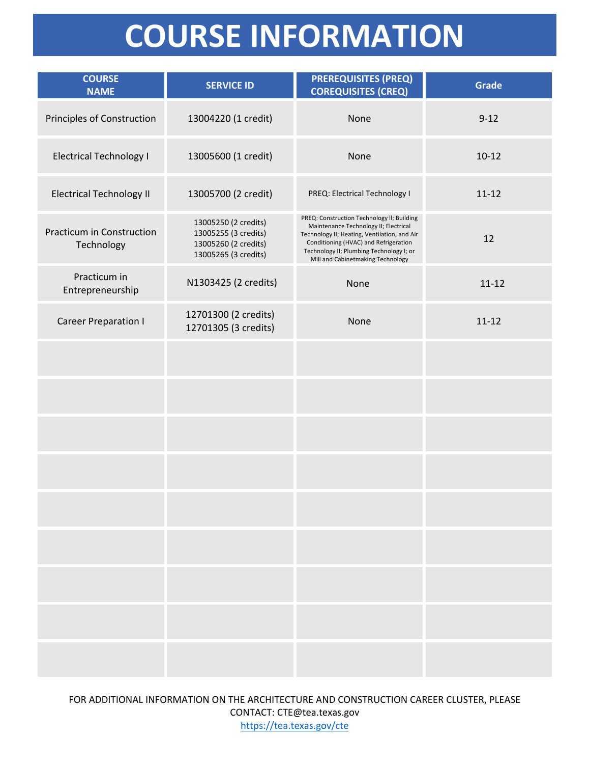# COURSE INFORMATION

| COURSE NAME | SERVICE ID | PREREQUISITES (PREQ) COREQUISITES (CREQ) | Grade |
|---|---|---|---|
| Principles of Construction | 13004220 (1 credit) | None | 9-12 |
| Electrical Technology I | 13005600 (1 credit) | None | 10-12 |
| Electrical Technology II | 13005700 (2 credit) | PREQ: Electrical Technology I | 11-12 |
| Practicum in Construction Technology | 13005250 (2 credits)<br>13005255 (3 credits)<br>13005260 (2 credits)<br>13005265 (3 credits) | PREQ: Construction Technology ll; Building Maintenance Technology II; Electrical Technology II; Heating, Ventilation, and Air Conditioning (HVAC) and Refrigeration Technology II; Plumbing Technology I; or Mill and Cabinetmaking Technology | 12 |
| Practicum in Entrepreneurship | N1303425 (2 credits) | None | 11-12 |
| Career Preparation I | 12701300 (2 credits)<br>12701305 (3 credits) | None | 11-12 |
| | | | |
| | | | |
| | | | |
| | | | |
| | | | |
| | | | |
| | | | |
| | | | |
| | | | |

FOR ADDITIONAL INFORMATION ON THE ARCHITECTURE AND CONSTRUCTION CAREER CLUSTER, PLEASE CONTACT: CTE@tea.texas.gov

https://tea.texas.gov/cte